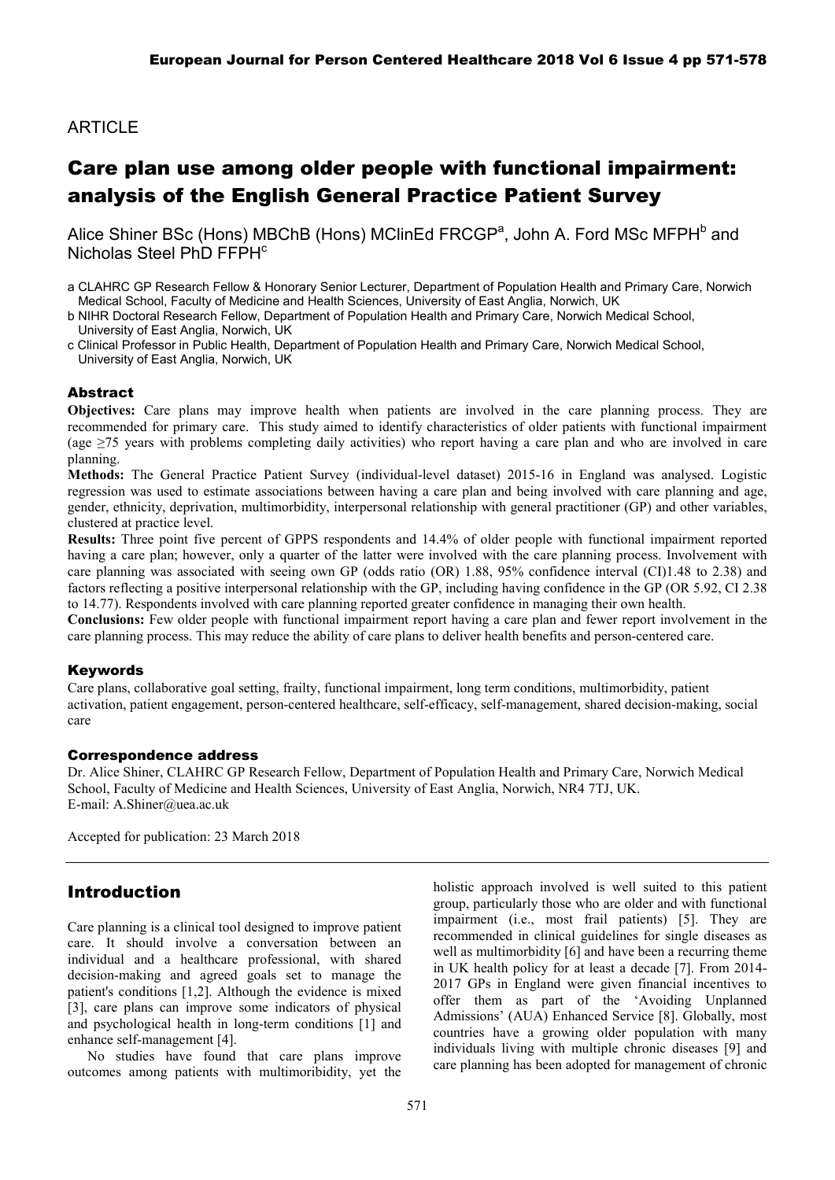ARTICLE

# Care plan use among older people with functional impairment: analysis of the English General Practice Patient Survey

Alice Shiner BSc (Hons) MBChB (Hons) MClinEd FRCGP[a], John A. Ford MSc MFPH[b] and Nicholas Steel PhD FFPH[c]

a CLAHRC GP Research Fellow & Honorary Senior Lecturer, Department of Population Health and Primary Care, Norwich Medical School, Faculty of Medicine and Health Sciences, University of East Anglia, Norwich, UK

b NIHR Doctoral Research Fellow, Department of Population Health and Primary Care, Norwich Medical School, University of East Anglia, Norwich, UK

c Clinical Professor in Public Health, Department of Population Health and Primary Care, Norwich Medical School, University of East Anglia, Norwich, UK

### Abstract

**Objectives:** Care plans may improve health when patients are involved in the care planning process. They are recommended for primary care. This study aimed to identify characteristics of older patients with functional impairment (age ≥75 years with problems completing daily activities) who report having a care plan and who are involved in care planning.

**Methods:** The General Practice Patient Survey (individual-level dataset) 2015-16 in England was analysed. Logistic regression was used to estimate associations between having a care plan and being involved with care planning and age, gender, ethnicity, deprivation, multimorbidity, interpersonal relationship with general practitioner (GP) and other variables, clustered at practice level.

**Results:** Three point five percent of GPPS respondents and 14.4% of older people with functional impairment reported having a care plan; however, only a quarter of the latter were involved with the care planning process. Involvement with care planning was associated with seeing own GP (odds ratio (OR) 1.88, 95% confidence interval (CI)1.48 to 2.38) and factors reflecting a positive interpersonal relationship with the GP, including having confidence in the GP (OR 5.92, CI 2.38 to 14.77). Respondents involved with care planning reported greater confidence in managing their own health.

**Conclusions:** Few older people with functional impairment report having a care plan and fewer report involvement in the care planning process. This may reduce the ability of care plans to deliver health benefits and person-centered care.

### Keywords

Care plans, collaborative goal setting, frailty, functional impairment, long term conditions, multimorbidity, patient activation, patient engagement, person-centered healthcare, self-efficacy, self-management, shared decision-making, social care

### Correspondence address

Dr. Alice Shiner, CLAHRC GP Research Fellow, Department of Population Health and Primary Care, Norwich Medical School, Faculty of Medicine and Health Sciences, University of East Anglia, Norwich, NR4 7TJ, UK.
E-mail: A.Shiner@uea.ac.uk

Accepted for publication: 23 March 2018

## Introduction

Care planning is a clinical tool designed to improve patient care. It should involve a conversation between an individual and a healthcare professional, with shared decision-making and agreed goals set to manage the patient's conditions [1,2]. Although the evidence is mixed [3], care plans can improve some indicators of physical and psychological health in long-term conditions [1] and enhance self-management [4].

No studies have found that care plans improve outcomes among patients with multimoribidity, yet the holistic approach involved is well suited to this patient group, particularly those who are older and with functional impairment (i.e., most frail patients) [5]. They are recommended in clinical guidelines for single diseases as well as multimorbidity [6] and have been a recurring theme in UK health policy for at least a decade [7]. From 2014-2017 GPs in England were given financial incentives to offer them as part of the 'Avoiding Unplanned Admissions' (AUA) Enhanced Service [8]. Globally, most countries have a growing older population with many individuals living with multiple chronic diseases [9] and care planning has been adopted for management of chronic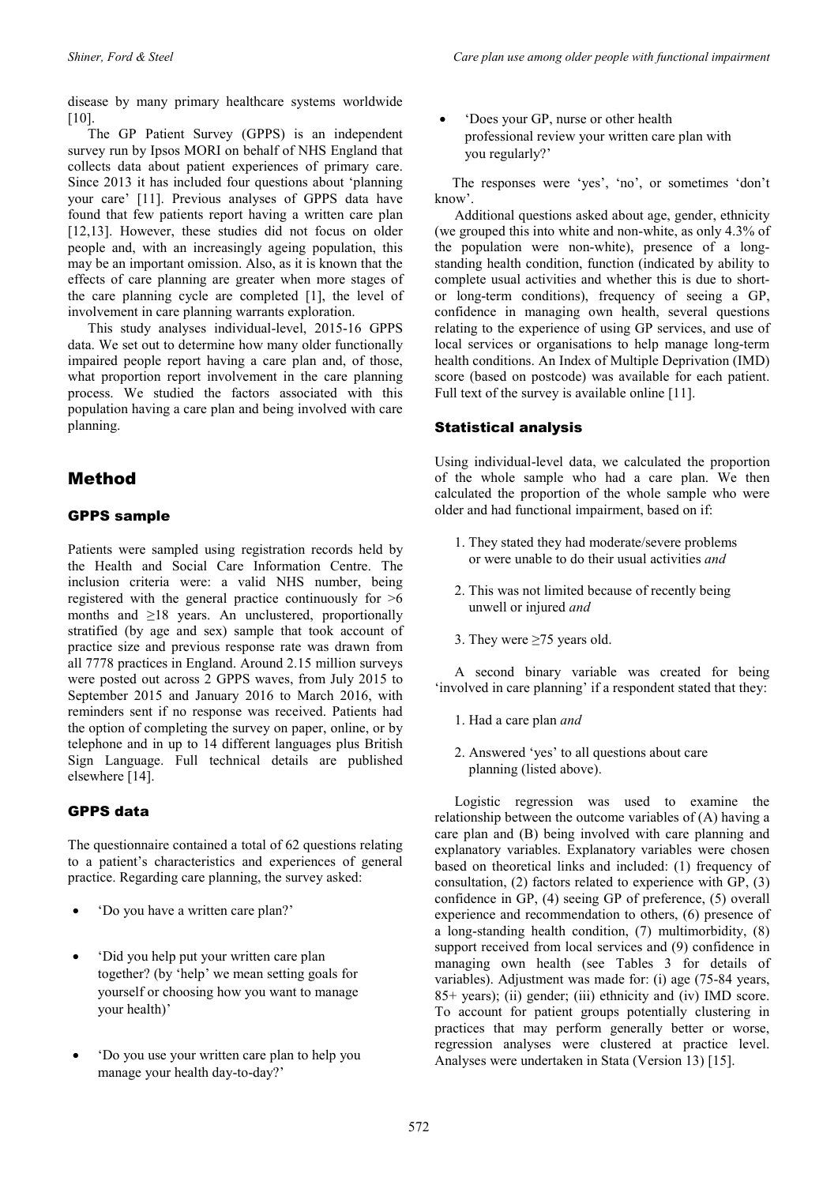disease by many primary healthcare systems worldwide [10].

The GP Patient Survey (GPPS) is an independent survey run by Ipsos MORI on behalf of NHS England that collects data about patient experiences of primary care. Since 2013 it has included four questions about 'planning your care' [11]. Previous analyses of GPPS data have found that few patients report having a written care plan [12,13]. However, these studies did not focus on older people and, with an increasingly ageing population, this may be an important omission. Also, as it is known that the effects of care planning are greater when more stages of the care planning cycle are completed [1], the level of involvement in care planning warrants exploration.

This study analyses individual-level, 2015-16 GPPS data. We set out to determine how many older functionally impaired people report having a care plan and, of those, what proportion report involvement in the care planning process. We studied the factors associated with this population having a care plan and being involved with care planning.

## Method

### GPPS sample

Patients were sampled using registration records held by the Health and Social Care Information Centre. The inclusion criteria were: a valid NHS number, being registered with the general practice continuously for >6 months and ≥18 years. An unclustered, proportionally stratified (by age and sex) sample that took account of practice size and previous response rate was drawn from all 7778 practices in England. Around 2.15 million surveys were posted out across 2 GPPS waves, from July 2015 to September 2015 and January 2016 to March 2016, with reminders sent if no response was received. Patients had the option of completing the survey on paper, online, or by telephone and in up to 14 different languages plus British Sign Language. Full technical details are published elsewhere [14].

### GPPS data

The questionnaire contained a total of 62 questions relating to a patient's characteristics and experiences of general practice. Regarding care planning, the survey asked:

- 'Do you have a written care plan?'
- 'Did you help put your written care plan together? (by 'help' we mean setting goals for yourself or choosing how you want to manage your health)'
- 'Do you use your written care plan to help you manage your health day-to-day?'
- 'Does your GP, nurse or other health professional review your written care plan with you regularly?'

The responses were 'yes', 'no', or sometimes 'don't know'.

Additional questions asked about age, gender, ethnicity (we grouped this into white and non-white, as only 4.3% of the population were non-white), presence of a long-standing health condition, function (indicated by ability to complete usual activities and whether this is due to short- or long-term conditions), frequency of seeing a GP, confidence in managing own health, several questions relating to the experience of using GP services, and use of local services or organisations to help manage long-term health conditions. An Index of Multiple Deprivation (IMD) score (based on postcode) was available for each patient. Full text of the survey is available online [11].

### Statistical analysis

Using individual-level data, we calculated the proportion of the whole sample who had a care plan. We then calculated the proportion of the whole sample who were older and had functional impairment, based on if:

1. They stated they had moderate/severe problems or were unable to do their usual activities *and*
2. This was not limited because of recently being unwell or injured *and*
3. They were ≥75 years old.

A second binary variable was created for being 'involved in care planning' if a respondent stated that they:

1. Had a care plan *and*
2. Answered 'yes' to all questions about care planning (listed above).

Logistic regression was used to examine the relationship between the outcome variables of (A) having a care plan and (B) being involved with care planning and explanatory variables. Explanatory variables were chosen based on theoretical links and included: (1) frequency of consultation, (2) factors related to experience with GP, (3) confidence in GP, (4) seeing GP of preference, (5) overall experience and recommendation to others, (6) presence of a long-standing health condition, (7) multimorbidity, (8) support received from local services and (9) confidence in managing own health (see Tables 3 for details of variables). Adjustment was made for: (i) age (75-84 years, 85+ years); (ii) gender; (iii) ethnicity and (iv) IMD score. To account for patient groups potentially clustering in practices that may perform generally better or worse, regression analyses were clustered at practice level. Analyses were undertaken in Stata (Version 13) [15].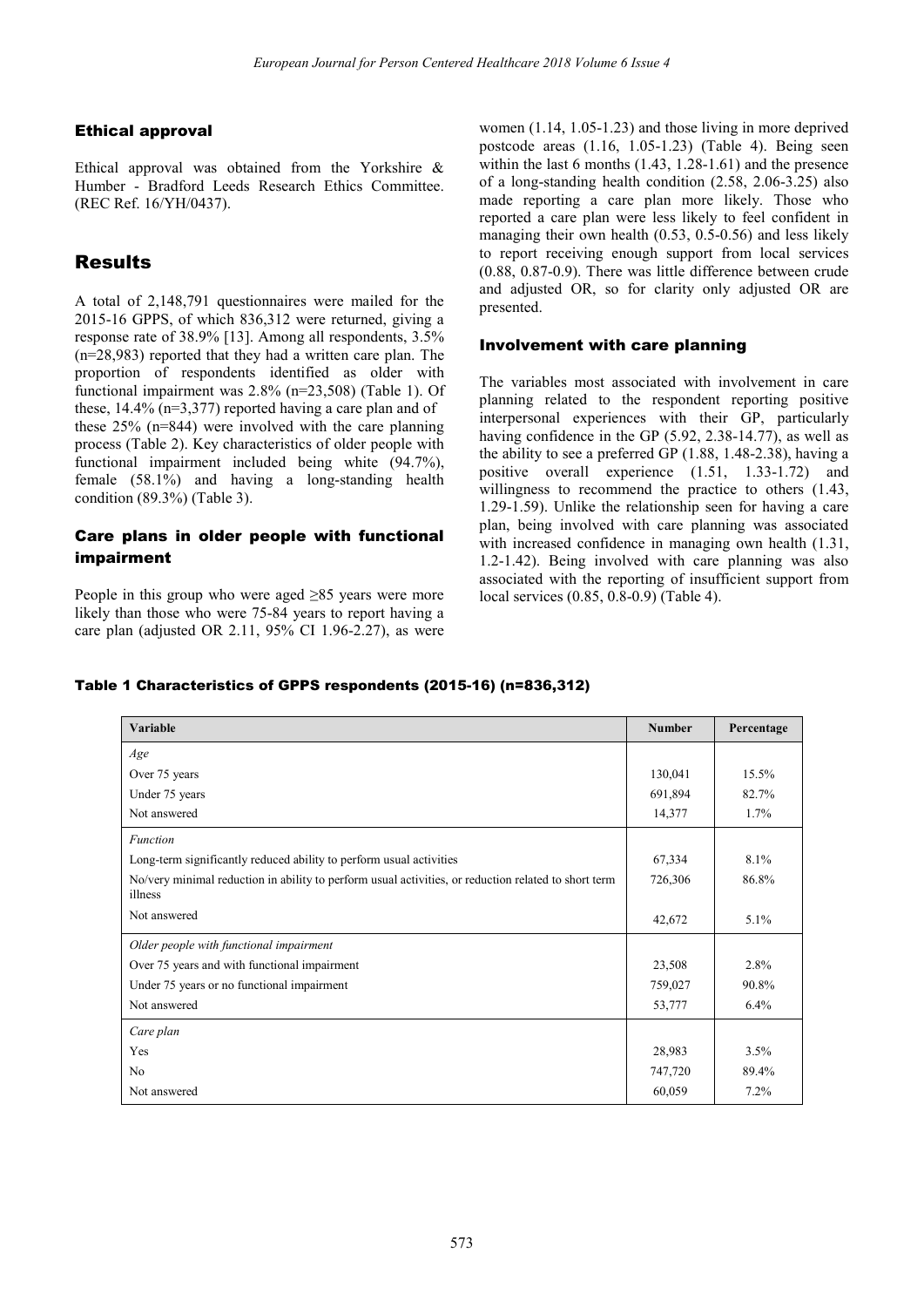## Ethical approval

Ethical approval was obtained from the Yorkshire & Humber - Bradford Leeds Research Ethics Committee. (REC Ref. 16/YH/0437).

# Results

A total of 2,148,791 questionnaires were mailed for the 2015-16 GPPS, of which 836,312 were returned, giving a response rate of 38.9% [13]. Among all respondents, 3.5% (n=28,983) reported that they had a written care plan. The proportion of respondents identified as older with functional impairment was 2.8% (n=23,508) (Table 1). Of these, 14.4% (n=3,377) reported having a care plan and of these 25% (n=844) were involved with the care planning process (Table 2). Key characteristics of older people with functional impairment included being white (94.7%), female (58.1%) and having a long-standing health condition (89.3%) (Table 3).

## Care plans in older people with functional impairment

People in this group who were aged ≥85 years were more likely than those who were 75-84 years to report having a care plan (adjusted OR 2.11, 95% CI 1.96-2.27), as were women (1.14, 1.05-1.23) and those living in more deprived postcode areas (1.16, 1.05-1.23) (Table 4). Being seen within the last 6 months (1.43, 1.28-1.61) and the presence of a long-standing health condition (2.58, 2.06-3.25) also made reporting a care plan more likely. Those who reported a care plan were less likely to feel confident in managing their own health (0.53, 0.5-0.56) and less likely to report receiving enough support from local services (0.88, 0.87-0.9). There was little difference between crude and adjusted OR, so for clarity only adjusted OR are presented.

## Involvement with care planning

The variables most associated with involvement in care planning related to the respondent reporting positive interpersonal experiences with their GP, particularly having confidence in the GP (5.92, 2.38-14.77), as well as the ability to see a preferred GP (1.88, 1.48-2.38), having a positive overall experience (1.51, 1.33-1.72) and willingness to recommend the practice to others (1.43, 1.29-1.59). Unlike the relationship seen for having a care plan, being involved with care planning was associated with increased confidence in managing own health (1.31, 1.2-1.42). Being involved with care planning was also associated with the reporting of insufficient support from local services (0.85, 0.8-0.9) (Table 4).

## Table 1 Characteristics of GPPS respondents (2015-16) (n=836,312)

| Variable | Number | Percentage |
|---|---|---|
| *Age* | | |
| Over 75 years | 130,041 | 15.5% |
| Under 75 years | 691,894 | 82.7% |
| Not answered | 14,377 | 1.7% |
| *Function* | | |
| Long-term significantly reduced ability to perform usual activities | 67,334 | 8.1% |
| No/very minimal reduction in ability to perform usual activities, or reduction related to short term illness | 726,306 | 86.8% |
| Not answered | 42,672 | 5.1% |
| *Older people with functional impairment* | | |
| Over 75 years and with functional impairment | 23,508 | 2.8% |
| Under 75 years or no functional impairment | 759,027 | 90.8% |
| Not answered | 53,777 | 6.4% |
| *Care plan* | | |
| Yes | 28,983 | 3.5% |
| No | 747,720 | 89.4% |
| Not answered | 60,059 | 7.2% |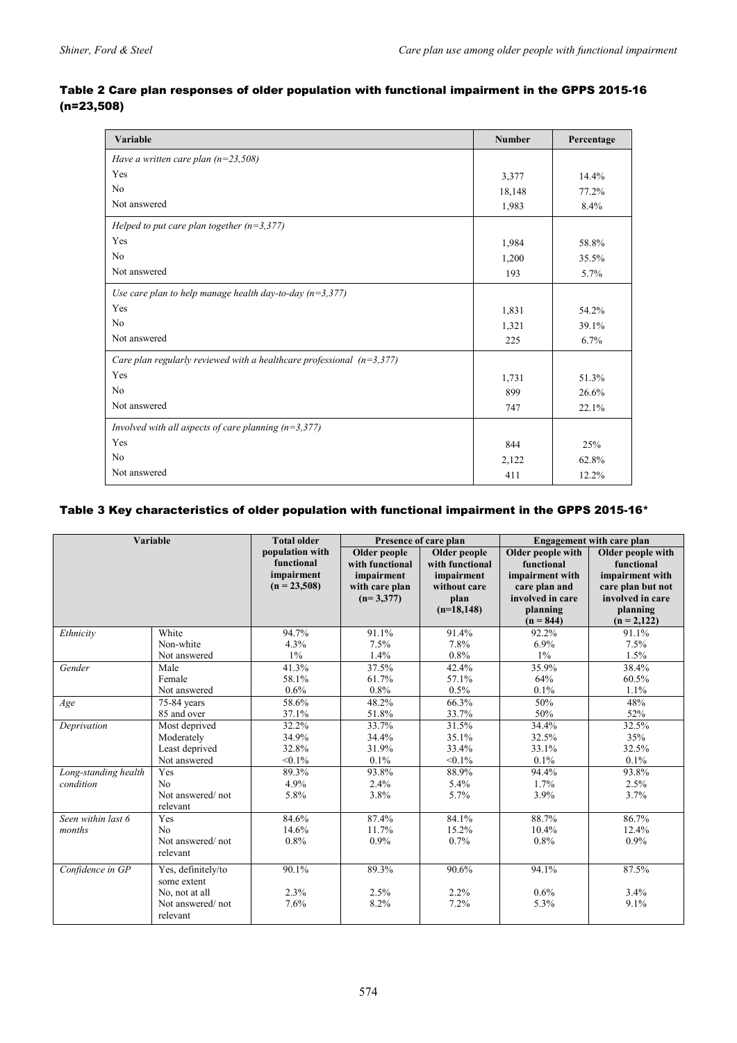### Table 2 Care plan responses of older population with functional impairment in the GPPS 2015-16 (n=23,508)

| Variable | Number | Percentage |
|---|---|---|
| *Have a written care plan (n=23,508)* | | |
| Yes | 3,377 | 14.4% |
| No | 18,148 | 77.2% |
| Not answered | 1,983 | 8.4% |
| *Helped to put care plan together (n=3,377)* | | |
| Yes | 1,984 | 58.8% |
| No | 1,200 | 35.5% |
| Not answered | 193 | 5.7% |
| *Use care plan to help manage health day-to-day (n=3,377)* | | |
| Yes | 1,831 | 54.2% |
| No | 1,321 | 39.1% |
| Not answered | 225 | 6.7% |
| *Care plan regularly reviewed with a healthcare professional (n=3,377)* | | |
| Yes | 1,731 | 51.3% |
| No | 899 | 26.6% |
| Not answered | 747 | 22.1% |
| *Involved with all aspects of care planning (n=3,377)* | | |
| Yes | 844 | 25% |
| No | 2,122 | 62.8% |
| Not answered | 411 | 12.2% |

### Table 3 Key characteristics of older population with functional impairment in the GPPS 2015-16*

| Variable | | Total older population with functional impairment (n = 23,508) | Presence of care plan | | Engagement with care plan | |
|---|---|---|---|---|---|---|
| | | | Older people with functional impairment with care plan (n= 3,377) | Older people with functional impairment without care plan (n=18,148) | Older people with functional impairment with care plan and involved in care planning (n = 844) | Older people with functional impairment with care plan but not involved in care planning (n = 2,122) |
| *Ethnicity* | White | 94.7% | 91.1% | 91.4% | 92.2% | 91.1% |
| | Non-white | 4.3% | 7.5% | 7.8% | 6.9% | 7.5% |
| | Not answered | 1% | 1.4% | 0.8% | 1% | 1.5% |
| *Gender* | Male | 41.3% | 37.5% | 42.4% | 35.9% | 38.4% |
| | Female | 58.1% | 61.7% | 57.1% | 64% | 60.5% |
| | Not answered | 0.6% | 0.8% | 0.5% | 0.1% | 1.1% |
| *Age* | 75-84 years | 58.6% | 48.2% | 66.3% | 50% | 48% |
| | 85 and over | 37.1% | 51.8% | 33.7% | 50% | 52% |
| *Deprivation* | Most deprived | 32.2% | 33.7% | 31.5% | 34.4% | 32.5% |
| | Moderately | 34.9% | 34.4% | 35.1% | 32.5% | 35% |
| | Least deprived | 32.8% | 31.9% | 33.4% | 33.1% | 32.5% |
| | Not answered | <0.1% | 0.1% | <0.1% | 0.1% | 0.1% |
| *Long-standing health condition* | Yes | 89.3% | 93.8% | 88.9% | 94.4% | 93.8% |
| | No | 4.9% | 2.4% | 5.4% | 1.7% | 2.5% |
| | Not answered/ not relevant | 5.8% | 3.8% | 5.7% | 3.9% | 3.7% |
| *Seen within last 6 months* | Yes | 84.6% | 87.4% | 84.1% | 88.7% | 86.7% |
| | No | 14.6% | 11.7% | 15.2% | 10.4% | 12.4% |
| | Not answered/ not relevant | 0.8% | 0.9% | 0.7% | 0.8% | 0.9% |
| *Confidence in GP* | Yes, definitely/to some extent | 90.1% | 89.3% | 90.6% | 94.1% | 87.5% |
| | No, not at all | 2.3% | 2.5% | 2.2% | 0.6% | 3.4% |
| | Not answered/ not relevant | 7.6% | 8.2% | 7.2% | 5.3% | 9.1% |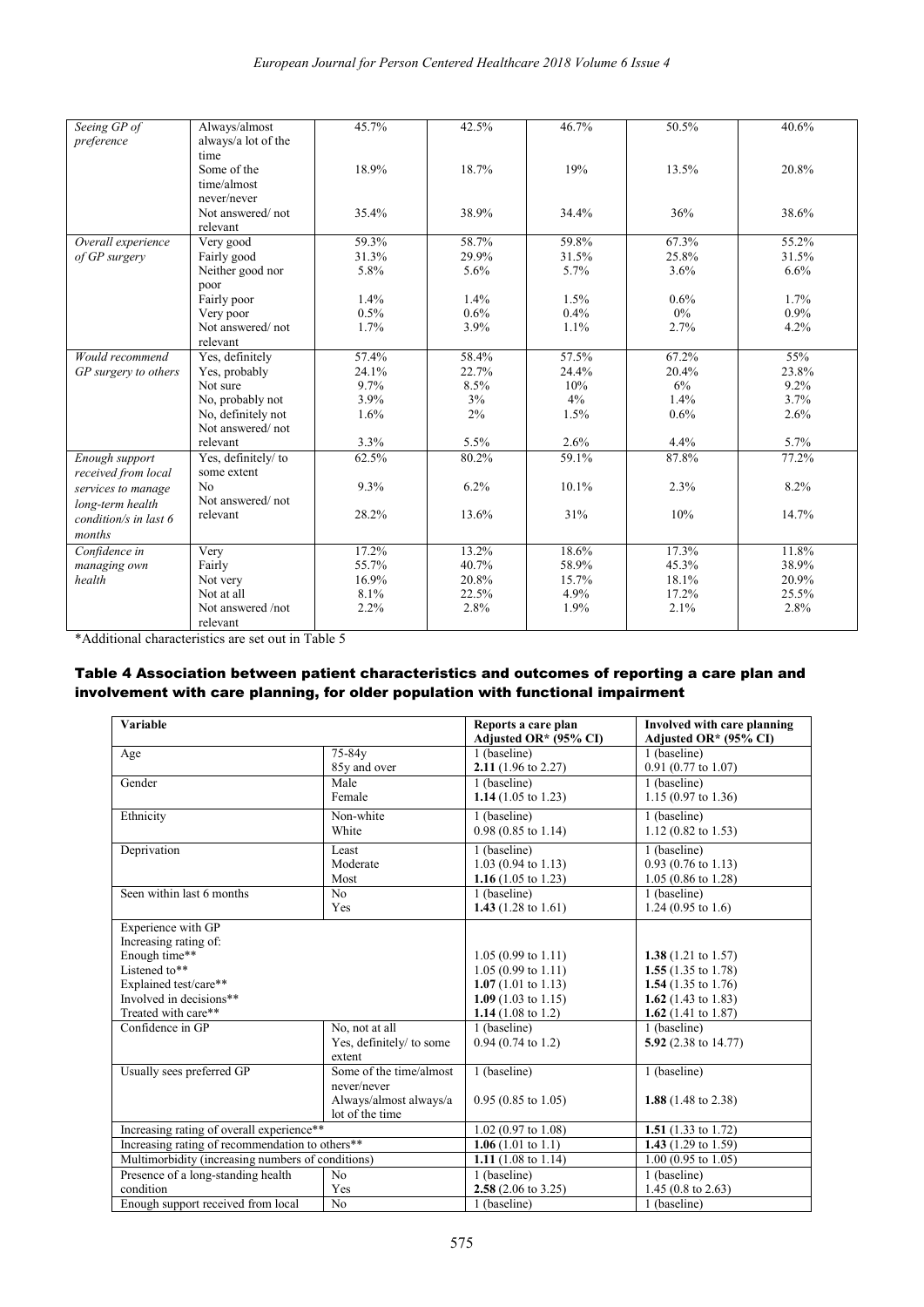| Seeing GP of preference | Always/almost always/a lot of the time | 45.7% | 42.5% | 46.7% | 50.5% | 40.6% |
|---|---|---|---|---|---|---|
| | Some of the time/almost never/never | 18.9% | 18.7% | 19% | 13.5% | 20.8% |
| | Not answered/ not relevant | 35.4% | 38.9% | 34.4% | 36% | 38.6% |
| *Overall experience of GP surgery* | Very good | 59.3% | 58.7% | 59.8% | 67.3% | 55.2% |
| | Fairly good | 31.3% | 29.9% | 31.5% | 25.8% | 31.5% |
| | Neither good nor poor | 5.8% | 5.6% | 5.7% | 3.6% | 6.6% |
| | Fairly poor | 1.4% | 1.4% | 1.5% | 0.6% | 1.7% |
| | Very poor | 0.5% | 0.6% | 0.4% | 0% | 0.9% |
| | Not answered/ not relevant | 1.7% | 3.9% | 1.1% | 2.7% | 4.2% |
| *Would recommend GP surgery to others* | Yes, definitely | 57.4% | 58.4% | 57.5% | 67.2% | 55% |
| | Yes, probably | 24.1% | 22.7% | 24.4% | 20.4% | 23.8% |
| | Not sure | 9.7% | 8.5% | 10% | 6% | 9.2% |
| | No, probably not | 3.9% | 3% | 4% | 1.4% | 3.7% |
| | No, definitely not | 1.6% | 2% | 1.5% | 0.6% | 2.6% |
| | Not answered/ not relevant | 3.3% | 5.5% | 2.6% | 4.4% | 5.7% |
| *Enough support received from local services to manage long-term health condition/s in last 6 months* | Yes, definitely/ to some extent | 62.5% | 80.2% | 59.1% | 87.8% | 77.2% |
| | No | 9.3% | 6.2% | 10.1% | 2.3% | 8.2% |
| | Not answered/ not relevant | 28.2% | 13.6% | 31% | 10% | 14.7% |
| *Confidence in managing own health* | Very | 17.2% | 13.2% | 18.6% | 17.3% | 11.8% |
| | Fairly | 55.7% | 40.7% | 58.9% | 45.3% | 38.9% |
| | Not very | 16.9% | 20.8% | 15.7% | 18.1% | 20.9% |
| | Not at all | 8.1% | 22.5% | 4.9% | 17.2% | 25.5% |
| | Not answered /not relevant | 2.2% | 2.8% | 1.9% | 2.1% | 2.8% |

*Additional characteristics are set out in Table 5

### Table 4 Association between patient characteristics and outcomes of reporting a care plan and involvement with care planning, for older population with functional impairment

| Variable | | Reports a care plan Adjusted OR* (95% CI) | Involved with care planning Adjusted OR* (95% CI) |
|---|---|---|---|
| Age | 75-84y | 1 (baseline) | 1 (baseline) |
| | 85y and over | **2.11** (1.96 to 2.27) | 0.91 (0.77 to 1.07) |
| Gender | Male | 1 (baseline) | 1 (baseline) |
| | Female | **1.14** (1.05 to 1.23) | 1.15 (0.97 to 1.36) |
| Ethnicity | Non-white | 1 (baseline) | 1 (baseline) |
| | White | 0.98 (0.85 to 1.14) | 1.12 (0.82 to 1.53) |
| Deprivation | Least | 1 (baseline) | 1 (baseline) |
| | Moderate | 1.03 (0.94 to 1.13) | 0.93 (0.76 to 1.13) |
| | Most | **1.16** (1.05 to 1.23) | 1.05 (0.86 to 1.28) |
| Seen within last 6 months | No | 1 (baseline) | 1 (baseline) |
| | Yes | **1.43** (1.28 to 1.61) | 1.24 (0.95 to 1.6) |
| Experience with GP | | | |
| Increasing rating of: | | | |
| Enough time** | | 1.05 (0.99 to 1.11) | **1.38** (1.21 to 1.57) |
| Listened to** | | 1.05 (0.99 to 1.11) | **1.55** (1.35 to 1.78) |
| Explained test/care** | | **1.07** (1.01 to 1.13) | **1.54** (1.35 to 1.76) |
| Involved in decisions** | | **1.09** (1.03 to 1.15) | **1.62** (1.43 to 1.83) |
| Treated with care** | | **1.14** (1.08 to 1.2) | **1.62** (1.41 to 1.87) |
| Confidence in GP | No, not at all | 1 (baseline) | 1 (baseline) |
| | Yes, definitely/ to some extent | 0.94 (0.74 to 1.2) | **5.92** (2.38 to 14.77) |
| Usually sees preferred GP | Some of the time/almost never/never | 1 (baseline) | 1 (baseline) |
| | Always/almost always/a lot of the time | 0.95 (0.85 to 1.05) | **1.88** (1.48 to 2.38) |
| Increasing rating of overall experience** | | 1.02 (0.97 to 1.08) | **1.51** (1.33 to 1.72) |
| Increasing rating of recommendation to others** | | **1.06** (1.01 to 1.1) | **1.43** (1.29 to 1.59) |
| Multimorbidity (increasing numbers of conditions) | | **1.11** (1.08 to 1.14) | 1.00 (0.95 to 1.05) |
| Presence of a long-standing health condition | No | 1 (baseline) | 1 (baseline) |
| | Yes | **2.58** (2.06 to 3.25) | 1.45 (0.8 to 2.63) |
| Enough support received from local | No | 1 (baseline) | 1 (baseline) |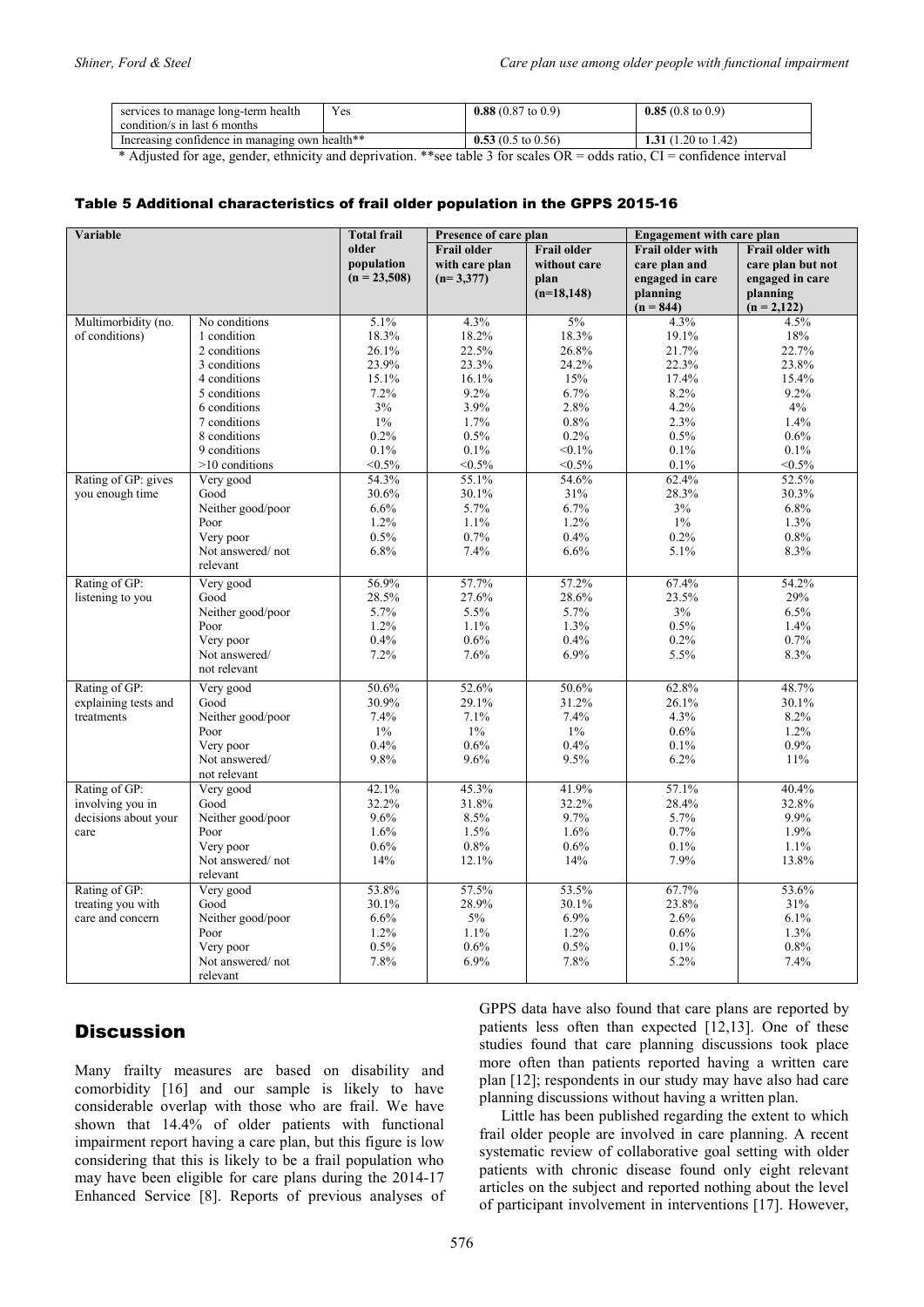| | | | |
|---|---|---|---|
| services to manage long-term health condition/s in last 6 months | Yes | **0.88** (0.87 to 0.9) | **0.85** (0.8 to 0.9) |
| Increasing confidence in managing own health** | | **0.53** (0.5 to 0.56) | **1.31** (1.20 to 1.42) |

\* Adjusted for age, gender, ethnicity and deprivation. **see table 3 for scales OR = odds ratio, CI = confidence interval

### Table 5 Additional characteristics of frail older population in the GPPS 2015-16

| Variable | | Total frail older population (n = 23,508) | Presence of care plan | | Engagement with care plan | |
|---|---|---|---|---|---|---|
| | | | Frail older with care plan (n= 3,377) | Frail older without care plan (n=18,148) | Frail older with care plan and engaged in care planning (n = 844) | Frail older with care plan but not engaged in care planning (n = 2,122) |
| Multimorbidity (no. of conditions) | No conditions | 5.1% | 4.3% | 5% | 4.3% | 4.5% |
| | 1 condition | 18.3% | 18.2% | 18.3% | 19.1% | 18% |
| | 2 conditions | 26.1% | 22.5% | 26.8% | 21.7% | 22.7% |
| | 3 conditions | 23.9% | 23.3% | 24.2% | 22.3% | 23.8% |
| | 4 conditions | 15.1% | 16.1% | 15% | 17.4% | 15.4% |
| | 5 conditions | 7.2% | 9.2% | 6.7% | 8.2% | 9.2% |
| | 6 conditions | 3% | 3.9% | 2.8% | 4.2% | 4% |
| | 7 conditions | 1% | 1.7% | 0.8% | 2.3% | 1.4% |
| | 8 conditions | 0.2% | 0.5% | 0.2% | 0.5% | 0.6% |
| | 9 conditions | 0.1% | 0.1% | <0.1% | 0.1% | 0.1% |
| | >10 conditions | <0.5% | <0.5% | <0.5% | 0.1% | <0.5% |
| Rating of GP: gives you enough time | Very good | 54.3% | 55.1% | 54.6% | 62.4% | 52.5% |
| | Good | 30.6% | 30.1% | 31% | 28.3% | 30.3% |
| | Neither good/poor | 6.6% | 5.7% | 6.7% | 3% | 6.8% |
| | Poor | 1.2% | 1.1% | 1.2% | 1% | 1.3% |
| | Very poor | 0.5% | 0.7% | 0.4% | 0.2% | 0.8% |
| | Not answered/ not relevant | 6.8% | 7.4% | 6.6% | 5.1% | 8.3% |
| Rating of GP: listening to you | Very good | 56.9% | 57.7% | 57.2% | 67.4% | 54.2% |
| | Good | 28.5% | 27.6% | 28.6% | 23.5% | 29% |
| | Neither good/poor | 5.7% | 5.5% | 5.7% | 3% | 6.5% |
| | Poor | 1.2% | 1.1% | 1.3% | 0.5% | 1.4% |
| | Very poor | 0.4% | 0.6% | 0.4% | 0.2% | 0.7% |
| | Not answered/ not relevant | 7.2% | 7.6% | 6.9% | 5.5% | 8.3% |
| Rating of GP: explaining tests and treatments | Very good | 50.6% | 52.6% | 50.6% | 62.8% | 48.7% |
| | Good | 30.9% | 29.1% | 31.2% | 26.1% | 30.1% |
| | Neither good/poor | 7.4% | 7.1% | 7.4% | 4.3% | 8.2% |
| | Poor | 1% | 1% | 1% | 0.6% | 1.2% |
| | Very poor | 0.4% | 0.6% | 0.4% | 0.1% | 0.9% |
| | Not answered/ not relevant | 9.8% | 9.6% | 9.5% | 6.2% | 11% |
| Rating of GP: involving you in decisions about your care | Very good | 42.1% | 45.3% | 41.9% | 57.1% | 40.4% |
| | Good | 32.2% | 31.8% | 32.2% | 28.4% | 32.8% |
| | Neither good/poor | 9.6% | 8.5% | 9.7% | 5.7% | 9.9% |
| | Poor | 1.6% | 1.5% | 1.6% | 0.7% | 1.9% |
| | Very poor | 0.6% | 0.8% | 0.6% | 0.1% | 1.1% |
| | Not answered/ not relevant | 14% | 12.1% | 14% | 7.9% | 13.8% |
| Rating of GP: treating you with care and concern | Very good | 53.8% | 57.5% | 53.5% | 67.7% | 53.6% |
| | Good | 30.1% | 28.9% | 30.1% | 23.8% | 31% |
| | Neither good/poor | 6.6% | 5% | 6.9% | 2.6% | 6.1% |
| | Poor | 1.2% | 1.1% | 1.2% | 0.6% | 1.3% |
| | Very poor | 0.5% | 0.6% | 0.5% | 0.1% | 0.8% |
| | Not answered/ not relevant | 7.8% | 6.9% | 7.8% | 5.2% | 7.4% |

## Discussion

Many frailty measures are based on disability and comorbidity [16] and our sample is likely to have considerable overlap with those who are frail. We have shown that 14.4% of older patients with functional impairment report having a care plan, but this figure is low considering that this is likely to be a frail population who may have been eligible for care plans during the 2014-17 Enhanced Service [8]. Reports of previous analyses of GPPS data have also found that care plans are reported by patients less often than expected [12,13]. One of these studies found that care planning discussions took place more often than patients reported having a written care plan [12]; respondents in our study may have also had care planning discussions without having a written plan.

Little has been published regarding the extent to which frail older people are involved in care planning. A recent systematic review of collaborative goal setting with older patients with chronic disease found only eight relevant articles on the subject and reported nothing about the level of participant involvement in interventions [17]. However,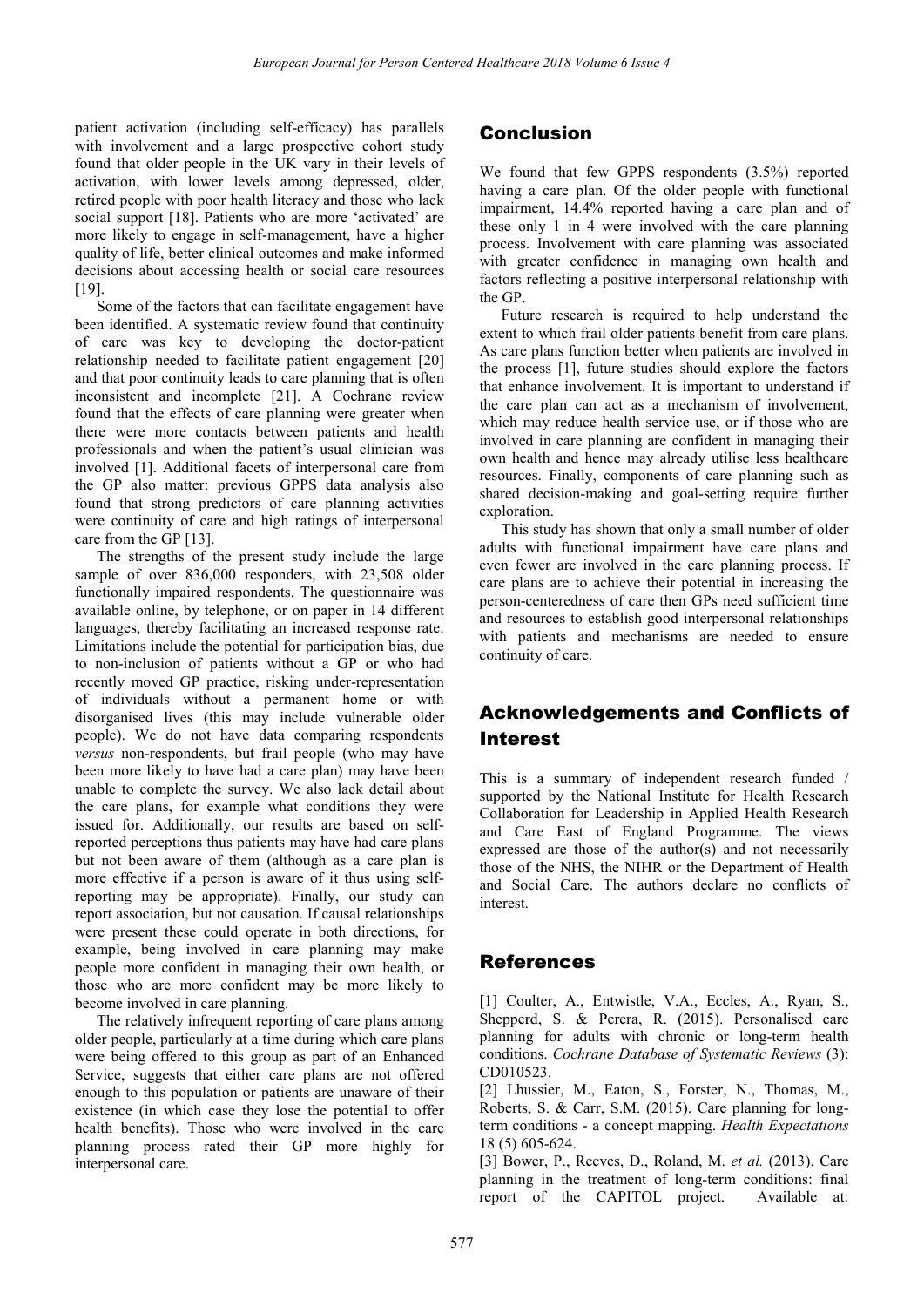patient activation (including self-efficacy) has parallels with involvement and a large prospective cohort study found that older people in the UK vary in their levels of activation, with lower levels among depressed, older, retired people with poor health literacy and those who lack social support [18]. Patients who are more 'activated' are more likely to engage in self-management, have a higher quality of life, better clinical outcomes and make informed decisions about accessing health or social care resources [19].

Some of the factors that can facilitate engagement have been identified. A systematic review found that continuity of care was key to developing the doctor-patient relationship needed to facilitate patient engagement [20] and that poor continuity leads to care planning that is often inconsistent and incomplete [21]. A Cochrane review found that the effects of care planning were greater when there were more contacts between patients and health professionals and when the patient's usual clinician was involved [1]. Additional facets of interpersonal care from the GP also matter: previous GPPS data analysis also found that strong predictors of care planning activities were continuity of care and high ratings of interpersonal care from the GP [13].

The strengths of the present study include the large sample of over 836,000 responders, with 23,508 older functionally impaired respondents. The questionnaire was available online, by telephone, or on paper in 14 different languages, thereby facilitating an increased response rate. Limitations include the potential for participation bias, due to non-inclusion of patients without a GP or who had recently moved GP practice, risking under-representation of individuals without a permanent home or with disorganised lives (this may include vulnerable older people). We do not have data comparing respondents *versus* non-respondents, but frail people (who may have been more likely to have had a care plan) may have been unable to complete the survey. We also lack detail about the care plans, for example what conditions they were issued for. Additionally, our results are based on self-reported perceptions thus patients may have had care plans but not been aware of them (although as a care plan is more effective if a person is aware of it thus using self-reporting may be appropriate). Finally, our study can report association, but not causation. If causal relationships were present these could operate in both directions, for example, being involved in care planning may make people more confident in managing their own health, or those who are more confident may be more likely to become involved in care planning.

The relatively infrequent reporting of care plans among older people, particularly at a time during which care plans were being offered to this group as part of an Enhanced Service, suggests that either care plans are not offered enough to this population or patients are unaware of their existence (in which case they lose the potential to offer health benefits). Those who were involved in the care planning process rated their GP more highly for interpersonal care.

## Conclusion

We found that few GPPS respondents (3.5%) reported having a care plan. Of the older people with functional impairment, 14.4% reported having a care plan and of these only 1 in 4 were involved with the care planning process. Involvement with care planning was associated with greater confidence in managing own health and factors reflecting a positive interpersonal relationship with the GP.

Future research is required to help understand the extent to which frail older patients benefit from care plans. As care plans function better when patients are involved in the process [1], future studies should explore the factors that enhance involvement. It is important to understand if the care plan can act as a mechanism of involvement, which may reduce health service use, or if those who are involved in care planning are confident in managing their own health and hence may already utilise less healthcare resources. Finally, components of care planning such as shared decision-making and goal-setting require further exploration.

This study has shown that only a small number of older adults with functional impairment have care plans and even fewer are involved in the care planning process. If care plans are to achieve their potential in increasing the person-centeredness of care then GPs need sufficient time and resources to establish good interpersonal relationships with patients and mechanisms are needed to ensure continuity of care.

## Acknowledgements and Conflicts of Interest

This is a summary of independent research funded / supported by the National Institute for Health Research Collaboration for Leadership in Applied Health Research and Care East of England Programme. The views expressed are those of the author(s) and not necessarily those of the NHS, the NIHR or the Department of Health and Social Care. The authors declare no conflicts of interest.

## References

[1] Coulter, A., Entwistle, V.A., Eccles, A., Ryan, S., Shepperd, S. & Perera, R. (2015). Personalised care planning for adults with chronic or long-term health conditions. *Cochrane Database of Systematic Reviews* (3): CD010523.

[2] Lhussier, M., Eaton, S., Forster, N., Thomas, M., Roberts, S. & Carr, S.M. (2015). Care planning for long-term conditions - a concept mapping. *Health Expectations* 18 (5) 605-624.

[3] Bower, P., Reeves, D., Roland, M. *et al.* (2013). Care planning in the treatment of long-term conditions: final report of the CAPITOL project. Available at: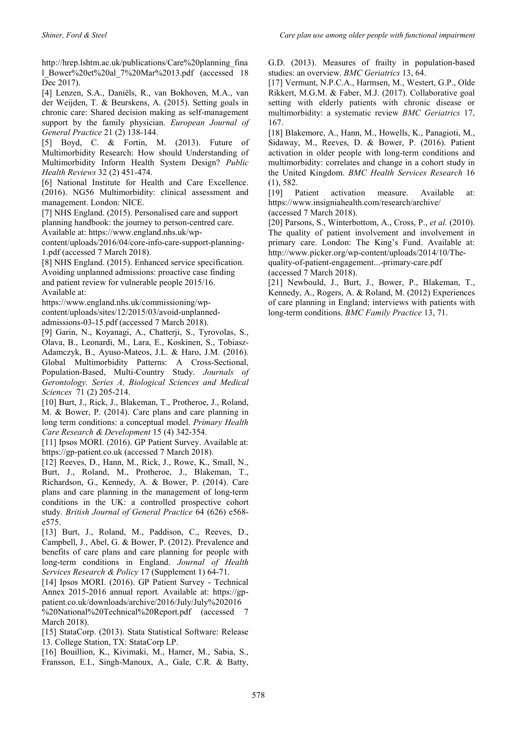http://hrep.lshtm.ac.uk/publications/Care%20planning_final_Bower%20et%20al_7%20Mar%2013.pdf (accessed 18 Dec 2017).

[4] Lenzen, S.A., Daniëls, R., van Bokhoven, M.A., van der Weijden, T. & Beurskens, A. (2015). Setting goals in chronic care: Shared decision making as self-management support by the family physician. *European Journal of General Practice* 21 (2) 138-144.

[5] Boyd, C. & Fortin, M. (2013). Future of Multimorbidity Research: How should Understanding of Multimorbidity Inform Health System Design? *Public Health Reviews* 32 (2) 451-474.

[6] National Institute for Health and Care Excellence. (2016). NG56 Multimorbidity: clinical assessment and management. London: NICE.

[7] NHS England. (2015). Personalised care and support planning handbook: the journey to person-centred care. Available at: https://www.england.nhs.uk/wp-content/uploads/2016/04/core-info-care-support-planning-1.pdf (accessed 7 March 2018).

[8] NHS England. (2015). Enhanced service specification. Avoiding unplanned admissions: proactive case finding and patient review for vulnerable people 2015/16. Available at: https://www.england.nhs.uk/commissioning/wp-content/uploads/sites/12/2015/03/avoid-unplanned-admissions-03-15.pdf (accessed 7 March 2018).

[9] Garin, N., Koyanagi, A., Chatterji, S., Tyrovolas, S., Olava, B., Leonardi, M., Lara, E., Koskinen, S., Tobiasz-Adamczyk, B., Ayuso-Mateos, J.L. & Haro, J.M. (2016). Global Multimorbidity Patterns: A Cross-Sectional, Population-Based, Multi-Country Study. *Journals of Gerontology. Series A, Biological Sciences and Medical Sciences* 71 (2) 205-214.

[10] Burt, J., Rick, J., Blakeman, T., Protheroe, J., Roland, M. & Bower, P. (2014). Care plans and care planning in long term conditions: a conceptual model. *Primary Health Care Research & Development* 15 (4) 342-354.

[11] Ipsos MORI. (2016). GP Patient Survey. Available at: https://gp-patient.co.uk (accessed 7 March 2018).

[12] Reeves, D., Hann, M., Rick, J., Rowe, K., Small, N., Burt, J., Roland, M., Protheroe, J., Blakeman, T., Richardson, G., Kennedy, A. & Bower, P. (2014). Care plans and care planning in the management of long-term conditions in the UK: a controlled prospective cohort study. *British Journal of General Practice* 64 (626) e568-e575.

[13] Burt, J., Roland, M., Paddison, C., Reeves, D., Campbell, J., Abel, G. & Bower, P. (2012). Prevalence and benefits of care plans and care planning for people with long-term conditions in England. *Journal of Health Services Research & Policy* 17 (Supplement 1) 64-71.

[14] Ipsos MORI. (2016). GP Patient Survey - Technical Annex 2015-2016 annual report*.* Available at: https://gp-patient.co.uk/downloads/archive/2016/July/July%202016%20National%20Technical%20Report.pdf (accessed 7 March 2018).

[15] StataCorp. (2013). Stata Statistical Software: Release 13. College Station, TX: StataCorp LP.

[16] Bouillion, K., Kivimaki, M., Hamer, M., Sabia, S., Fransson, E.I., Singh-Manoux, A., Gale, C.R. & Batty, G.D. (2013). Measures of frailty in population-based studies: an overview. *BMC Geriatrics* 13, 64.

[17] Vermunt, N.P.C.A., Harmsen, M., Westert, G.P., Olde Rikkert, M.G.M. & Faber, M.J. (2017). Collaborative goal setting with elderly patients with chronic disease or multimorbidity: a systematic review *BMC Geriatrics* 17, 167.

[18] Blakemore, A., Hann, M., Howells, K., Panagioti, M., Sidaway, M., Reeves, D. & Bower, P. (2016). Patient activation in older people with long-term conditions and multimorbidity: correlates and change in a cohort study in the United Kingdom. *BMC Health Services Research* 16 (1), 582.

[19] Patient activation measure. Available at: https://www.insigniahealth.com/research/archive/ (accessed 7 March 2018).

[20] Parsons, S., Winterbottom, A., Cross, P., *et al.* (2010). The quality of patient involvement and involvement in primary care. London: The King's Fund. Available at: http://www.picker.org/wp-content/uploads/2014/10/The-quality-of-patient-engagement...-primary-care.pdf (accessed 7 March 2018).

[21] Newbould, J., Burt, J., Bower, P., Blakeman, T., Kennedy, A., Rogers, A. & Roland, M. (2012) Experiences of care planning in England; interviews with patients with long-term conditions. *BMC Family Practice* 13, 71.